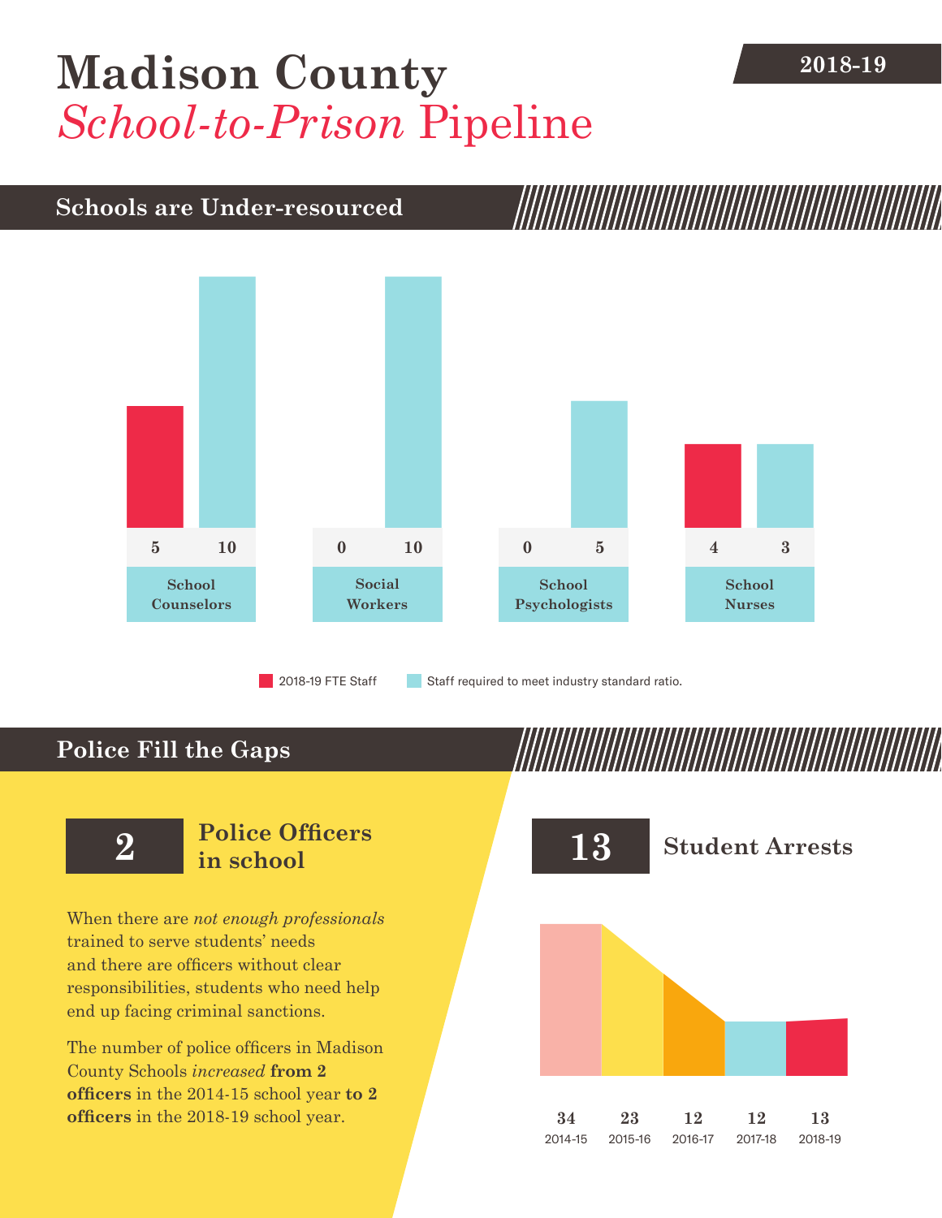# Madison County *School-to-Prison* Pipeline

2018-19

## Schools are Under-resourced

| | 2018-19 FTE Staff | Staff required to meet industry standard ratio. |
|---|---|---|
| School Counselors | 5 | 10 |
| Social Workers | 0 | 10 |
| School Psychologists | 0 | 5 |
| School Nurses | 4 | 3 |

## Police Fill the Gaps

**2** **Police Officers in school**

When there are *not enough professionals* trained to serve students' needs and there are officers without clear responsibilities, students who need help end up facing criminal sanctions.

The number of police officers in Madison County Schools *increased* **from 2 officers** in the 2014-15 school year **to 2 officers** in the 2018-19 school year.

**13** **Student Arrests**

| 2014-15 | 2015-16 | 2016-17 | 2017-18 | 2018-19 |
|---|---|---|---|---|
| 34 | 23 | 12 | 12 | 13 |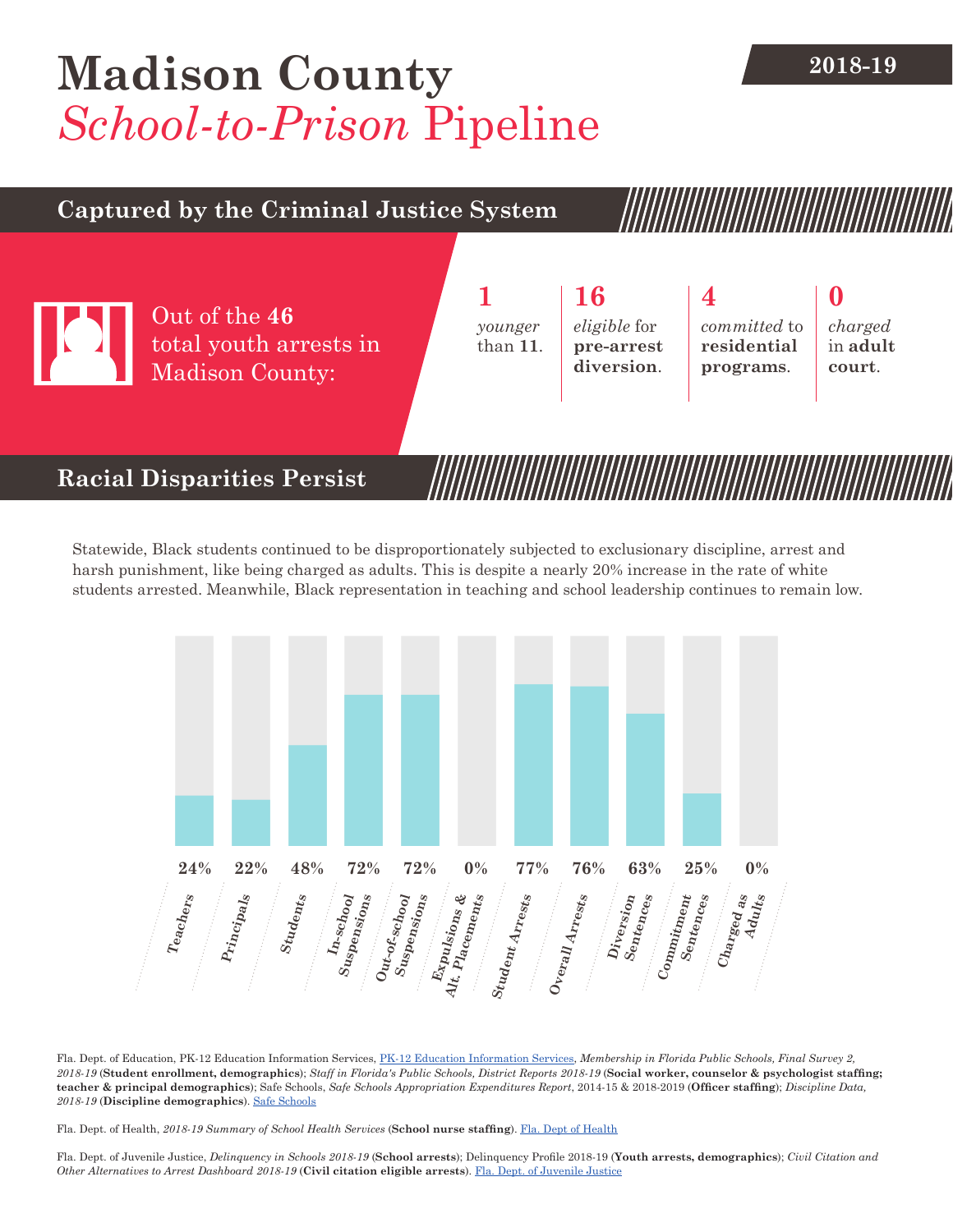# Madison County *School-to-Prison* Pipeline

2018-19

## Captured by the Criminal Justice System

Out of the **46** total youth arrests in Madison County:

**1** *younger* than **11**.

**16** *eligible* for **pre-arrest diversion**.

**4** *committed* to **residential programs**.

**0** *charged* in **adult court**.

## Racial Disparities Persist

Statewide, Black students continued to be disproportionately subjected to exclusionary discipline, arrest and harsh punishment, like being charged as adults. This is despite a nearly 20% increase in the rate of white students arrested. Meanwhile, Black representation in teaching and school leadership continues to remain low.

24% Teachers
22% Principals
48% Students
72% In-school Suspensions
72% Out-of-school Suspensions
0% Expulsions & Alt. Placements
77% Student Arrests
76% Overall Arrests
63% Diversion Sentences
25% Commitment Sentences
0% Charged as Adults

Fla. Dept. of Education, PK-12 Education Information Services, PK-12 Education Information Services, *Membership in Florida Public Schools, Final Survey 2, 2018-19* (**Student enrollment, demographics**); *Staff in Florida's Public Schools, District Reports 2018-19* (**Social worker, counselor & psychologist staffing; teacher & principal demographics**); Safe Schools, *Safe Schools Appropriation Expenditures Report*, 2014-15 & 2018-2019 (**Officer staffing**); *Discipline Data, 2018-19* (**Discipline demographics**). Safe Schools

Fla. Dept. of Health, *2018-19 Summary of School Health Services* (**School nurse staffing**). Fla. Dept of Health

Fla. Dept. of Juvenile Justice, *Delinquency in Schools 2018-19* (**School arrests**); Delinquency Profile 2018-19 (**Youth arrests, demographics**); *Civil Citation and Other Alternatives to Arrest Dashboard 2018-19* (**Civil citation eligible arrests**). Fla. Dept. of Juvenile Justice